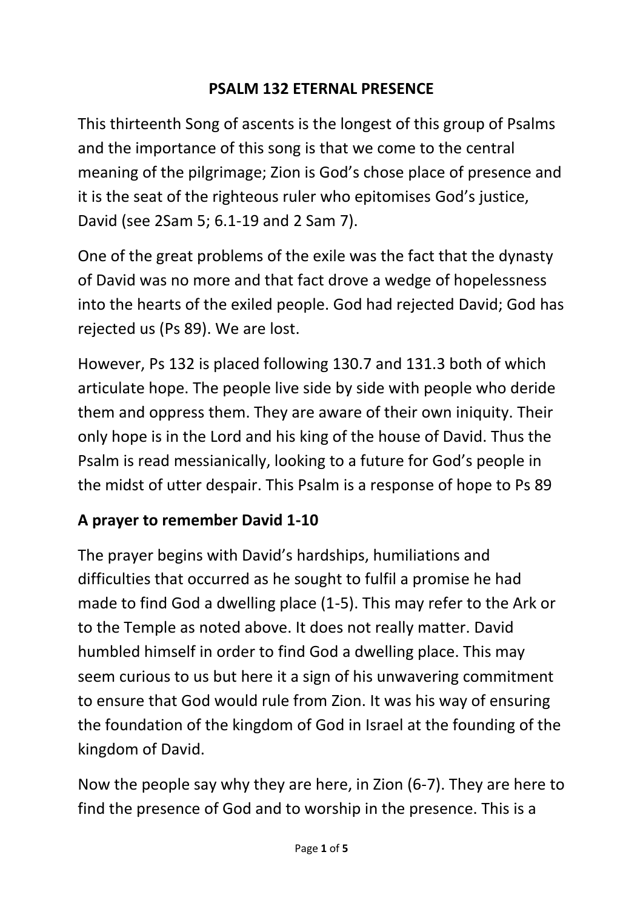# PSALM 132 ETERNAL PRESENCE

This thirteenth Song of ascents is the longest of this group of Psalms and the importance of this song is that we come to the central meaning of the pilgrimage; Zion is God's chose place of presence and it is the seat of the righteous ruler who epitomises God's justice, David (see 2Sam 5; 6.1-19 and 2 Sam 7).

One of the great problems of the exile was the fact that the dynasty of David was no more and that fact drove a wedge of hopelessness into the hearts of the exiled people. God had rejected David; God has rejected us (Ps 89). We are lost.

However, Ps 132 is placed following 130.7 and 131.3 both of which articulate hope. The people live side by side with people who deride them and oppress them. They are aware of their own iniquity. Their only hope is in the Lord and his king of the house of David. Thus the Psalm is read messianically, looking to a future for God's people in the midst of utter despair. This Psalm is a response of hope to Ps 89

## A prayer to remember David 1-10

The prayer begins with David's hardships, humiliations and difficulties that occurred as he sought to fulfil a promise he had made to find God a dwelling place (1-5). This may refer to the Ark or to the Temple as noted above. It does not really matter. David humbled himself in order to find God a dwelling place. This may seem curious to us but here it a sign of his unwavering commitment to ensure that God would rule from Zion. It was his way of ensuring the foundation of the kingdom of God in Israel at the founding of the kingdom of David.

Now the people say why they are here, in Zion (6-7). They are here to find the presence of God and to worship in the presence. This is a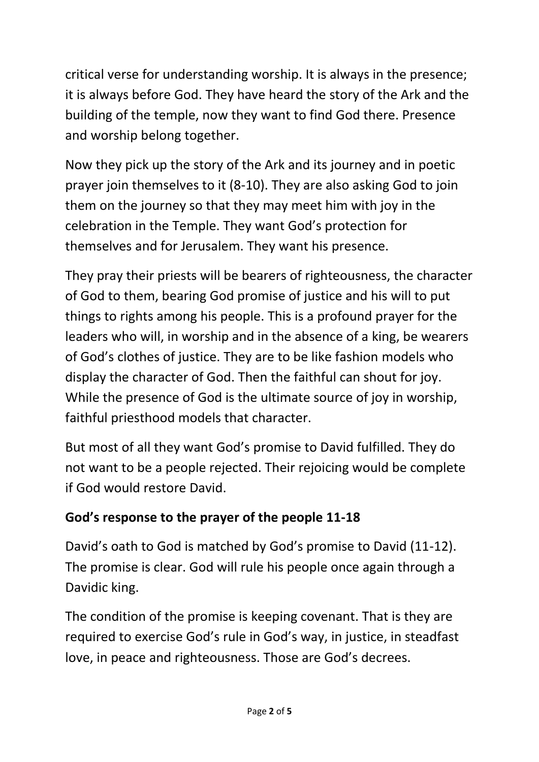critical verse for understanding worship. It is always in the presence; it is always before God. They have heard the story of the Ark and the building of the temple, now they want to find God there. Presence and worship belong together.

Now they pick up the story of the Ark and its journey and in poetic prayer join themselves to it (8-10). They are also asking God to join them on the journey so that they may meet him with joy in the celebration in the Temple. They want God's protection for themselves and for Jerusalem. They want his presence.

They pray their priests will be bearers of righteousness, the character of God to them, bearing God promise of justice and his will to put things to rights among his people. This is a profound prayer for the leaders who will, in worship and in the absence of a king, be wearers of God's clothes of justice. They are to be like fashion models who display the character of God. Then the faithful can shout for joy. While the presence of God is the ultimate source of joy in worship, faithful priesthood models that character.

But most of all they want God's promise to David fulfilled. They do not want to be a people rejected. Their rejoicing would be complete if God would restore David.

### God's response to the prayer of the people 11-18

David's oath to God is matched by God's promise to David (11-12). The promise is clear. God will rule his people once again through a Davidic king.

The condition of the promise is keeping covenant. That is they are required to exercise God's rule in God's way, in justice, in steadfast love, in peace and righteousness. Those are God's decrees.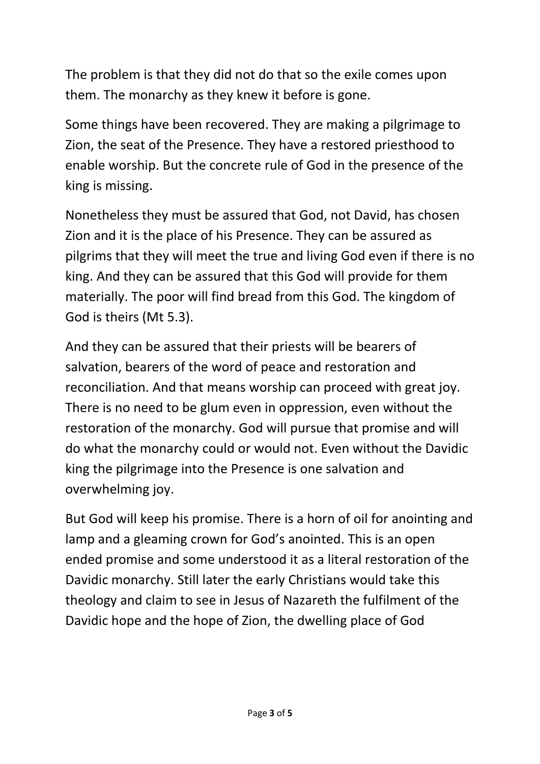The problem is that they did not do that so the exile comes upon them. The monarchy as they knew it before is gone.

Some things have been recovered. They are making a pilgrimage to Zion, the seat of the Presence. They have a restored priesthood to enable worship. But the concrete rule of God in the presence of the king is missing.

Nonetheless they must be assured that God, not David, has chosen Zion and it is the place of his Presence. They can be assured as pilgrims that they will meet the true and living God even if there is no king. And they can be assured that this God will provide for them materially. The poor will find bread from this God. The kingdom of God is theirs (Mt 5.3).

And they can be assured that their priests will be bearers of salvation, bearers of the word of peace and restoration and reconciliation. And that means worship can proceed with great joy. There is no need to be glum even in oppression, even without the restoration of the monarchy. God will pursue that promise and will do what the monarchy could or would not. Even without the Davidic king the pilgrimage into the Presence is one salvation and overwhelming joy.

But God will keep his promise. There is a horn of oil for anointing and lamp and a gleaming crown for God's anointed. This is an open ended promise and some understood it as a literal restoration of the Davidic monarchy. Still later the early Christians would take this theology and claim to see in Jesus of Nazareth the fulfilment of the Davidic hope and the hope of Zion, the dwelling place of God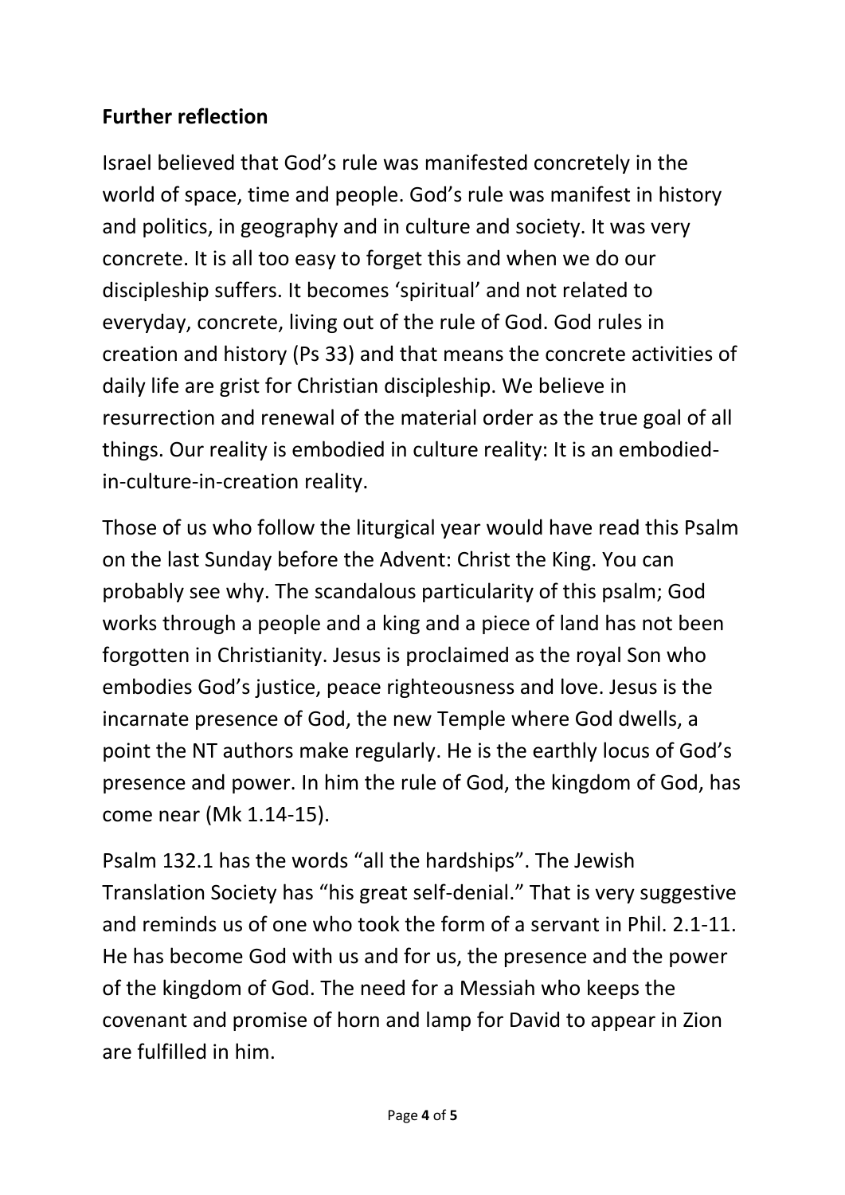## **Further reflection**

Israel believed that God's rule was manifested concretely in the world of space, time and people. God's rule was manifest in history and politics, in geography and in culture and society. It was very concrete. It is all too easy to forget this and when we do our discipleship suffers. It becomes 'spiritual' and not related to everyday, concrete, living out of the rule of God. God rules in creation and history (Ps 33) and that means the concrete activities of daily life are grist for Christian discipleship. We believe in resurrection and renewal of the material order as the true goal of all things. Our reality is embodied in culture reality: It is an embodied-in-culture-in-creation reality.

Those of us who follow the liturgical year would have read this Psalm on the last Sunday before the Advent: Christ the King. You can probably see why. The scandalous particularity of this psalm; God works through a people and a king and a piece of land has not been forgotten in Christianity. Jesus is proclaimed as the royal Son who embodies God's justice, peace righteousness and love. Jesus is the incarnate presence of God, the new Temple where God dwells, a point the NT authors make regularly. He is the earthly locus of God's presence and power. In him the rule of God, the kingdom of God, has come near (Mk 1.14-15).

Psalm 132.1 has the words "all the hardships". The Jewish Translation Society has "his great self-denial." That is very suggestive and reminds us of one who took the form of a servant in Phil. 2.1-11. He has become God with us and for us, the presence and the power of the kingdom of God. The need for a Messiah who keeps the covenant and promise of horn and lamp for David to appear in Zion are fulfilled in him.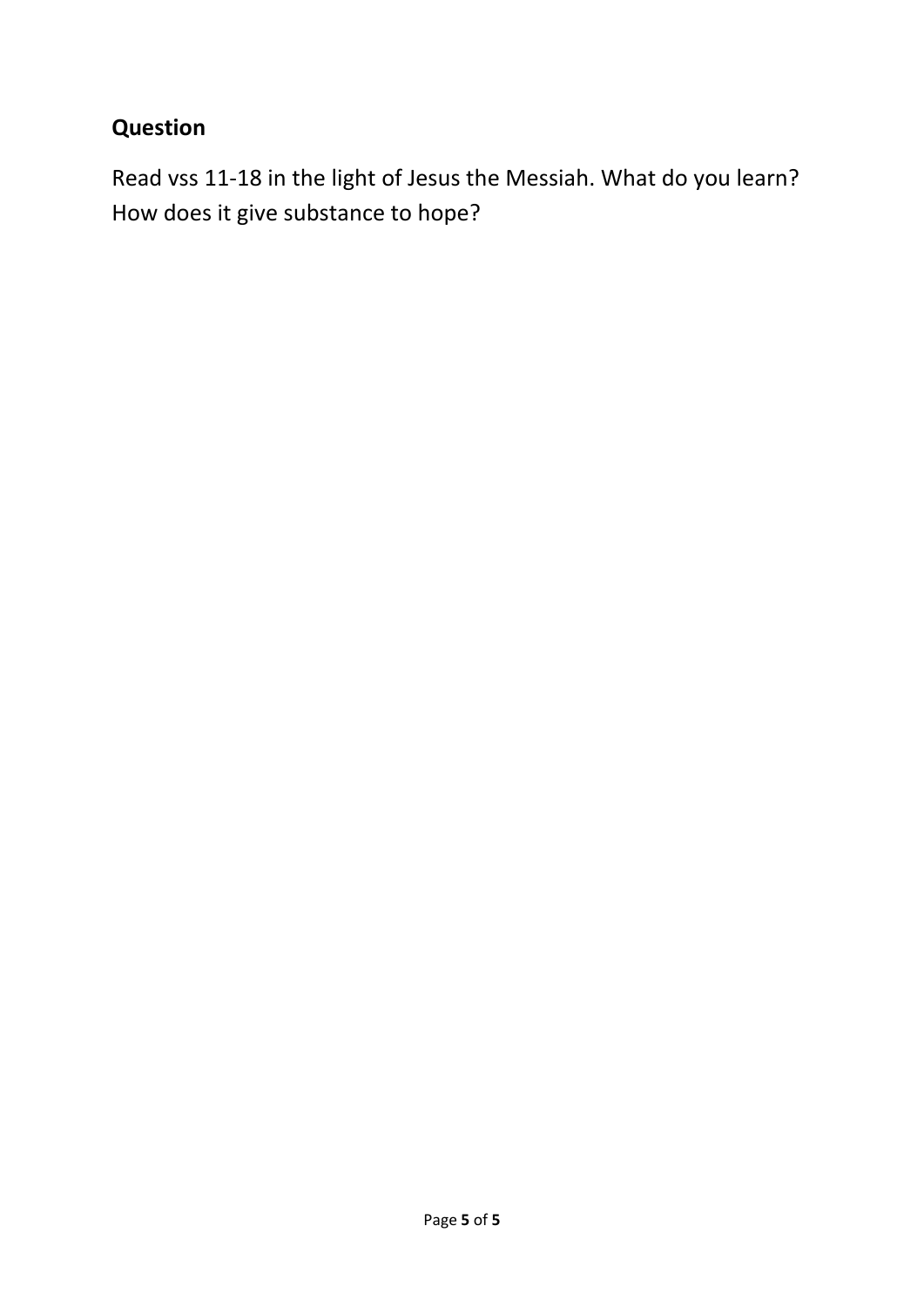## Question

Read vss 11-18 in the light of Jesus the Messiah. What do you learn? How does it give substance to hope?